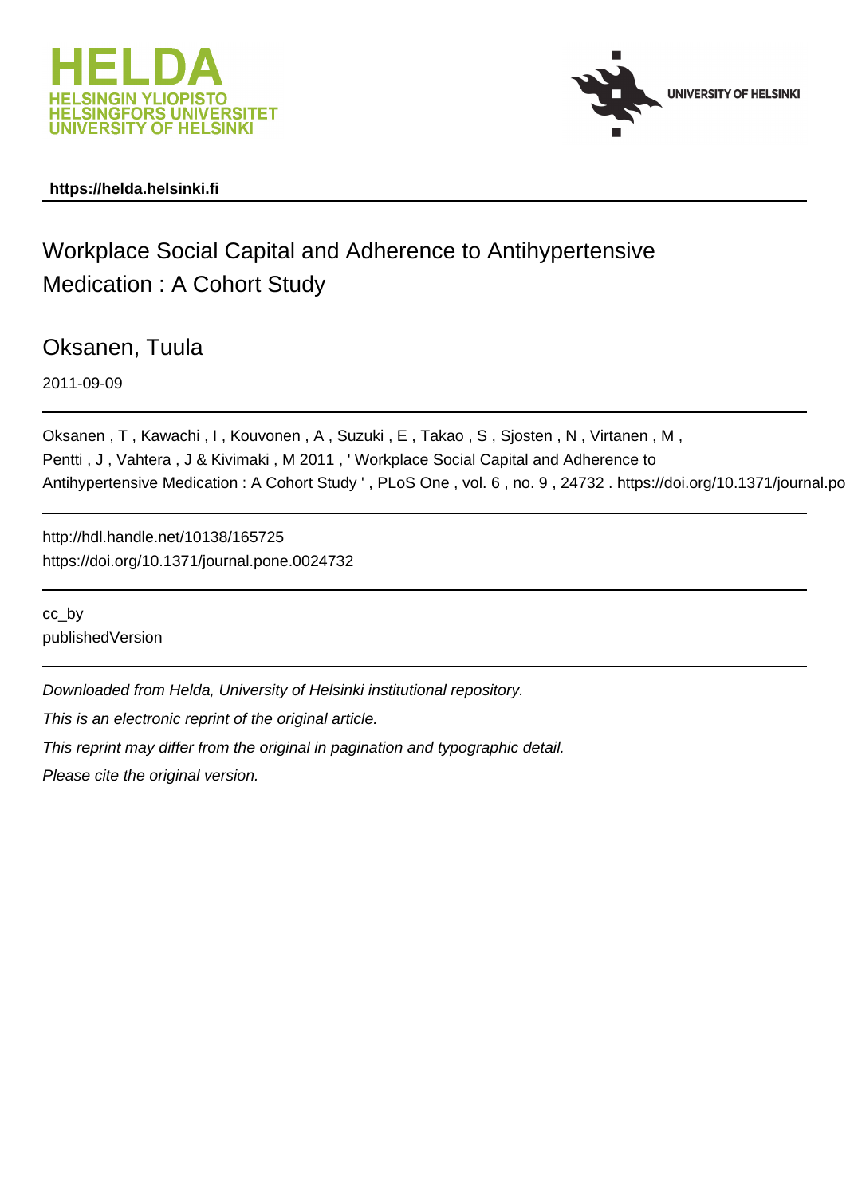HELDA
HELSINGIN YLIOPISTO
HELSINGFORS UNIVERSITET
UNIVERSITY OF HELSINKI

UNIVERSITY OF HELSINKI

**https://helda.helsinki.fi**

# Workplace Social Capital and Adherence to Antihypertensive Medication : A Cohort Study

## Oksanen, Tuula

2011-09-09

Oksanen , T , Kawachi , I , Kouvonen , A , Suzuki , E , Takao , S , Sjosten , N , Virtanen , M , Pentti , J , Vahtera , J & Kivimaki , M 2011 , ' Workplace Social Capital and Adherence to Antihypertensive Medication : A Cohort Study ' , PLoS One , vol. 6 , no. 9 , 24732 . https://doi.org/10.1371/journal.po

http://hdl.handle.net/10138/165725
https://doi.org/10.1371/journal.pone.0024732

cc_by
publishedVersion

*Downloaded from Helda, University of Helsinki institutional repository.*

*This is an electronic reprint of the original article.*

*This reprint may differ from the original in pagination and typographic detail.*

*Please cite the original version.*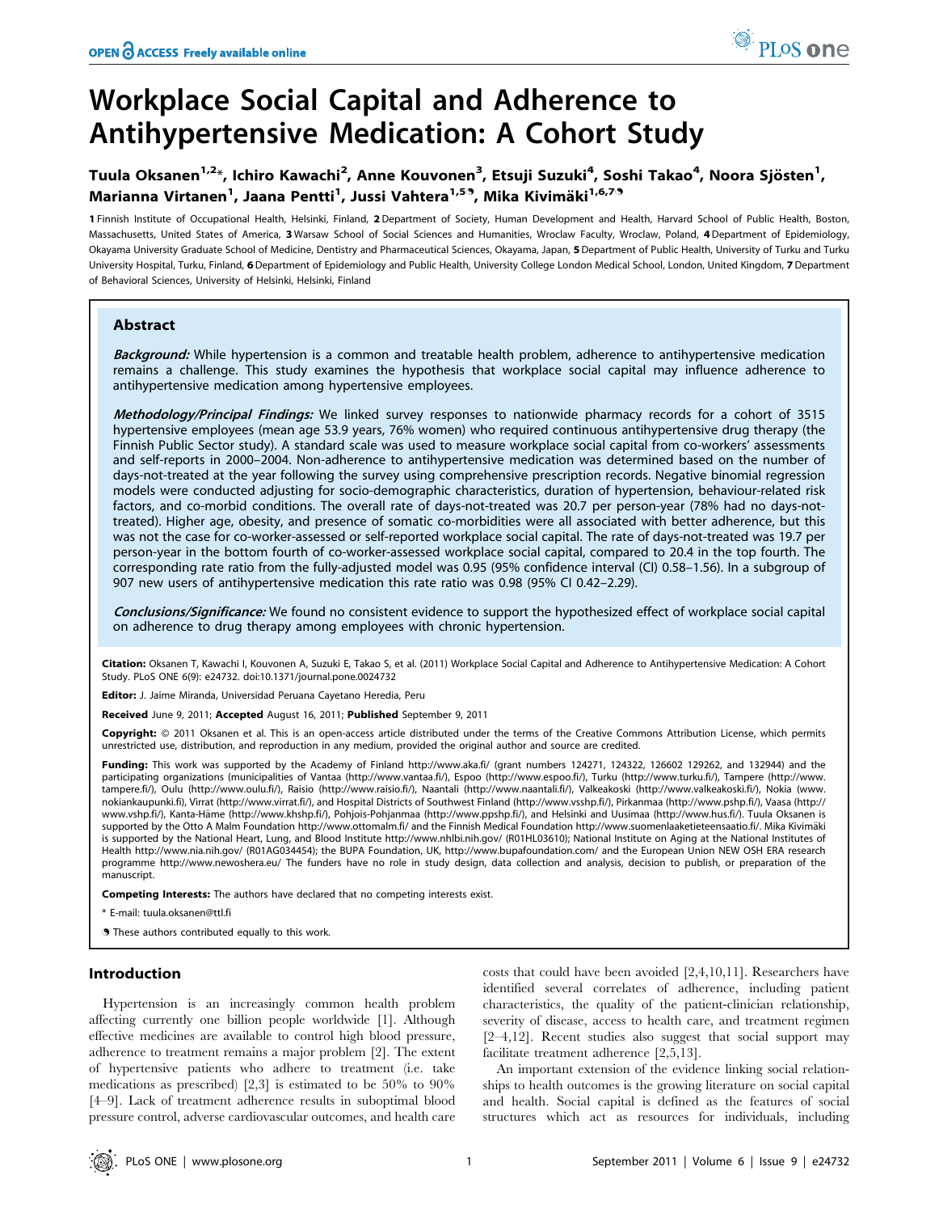# Workplace Social Capital and Adherence to Antihypertensive Medication: A Cohort Study

Tuula Oksanen[1,2]*, Ichiro Kawachi[2], Anne Kouvonen[3], Etsuji Suzuki[4], Soshi Takao[4], Noora Sjösten[1], Marianna Virtanen[1], Jaana Pentti[1], Jussi Vahtera[1,5], Mika Kivimäki[1,6,7]

1 Finnish Institute of Occupational Health, Helsinki, Finland, 2 Department of Society, Human Development and Health, Harvard School of Public Health, Boston, Massachusetts, United States of America, 3 Warsaw School of Social Sciences and Humanities, Wroclaw Faculty, Wroclaw, Poland, 4 Department of Epidemiology, Okayama University Graduate School of Medicine, Dentistry and Pharmaceutical Sciences, Okayama, Japan, 5 Department of Public Health, University of Turku and Turku University Hospital, Turku, Finland, 6 Department of Epidemiology and Public Health, University College London Medical School, London, United Kingdom, 7 Department of Behavioral Sciences, University of Helsinki, Helsinki, Finland

## Abstract

***Background:*** While hypertension is a common and treatable health problem, adherence to antihypertensive medication remains a challenge. This study examines the hypothesis that workplace social capital may influence adherence to antihypertensive medication among hypertensive employees.

***Methodology/Principal Findings:*** We linked survey responses to nationwide pharmacy records for a cohort of 3515 hypertensive employees (mean age 53.9 years, 76% women) who required continuous antihypertensive drug therapy (the Finnish Public Sector study). A standard scale was used to measure workplace social capital from co-workers' assessments and self-reports in 2000–2004. Non-adherence to antihypertensive medication was determined based on the number of days-not-treated at the year following the survey using comprehensive prescription records. Negative binomial regression models were conducted adjusting for socio-demographic characteristics, duration of hypertension, behaviour-related risk factors, and co-morbid conditions. The overall rate of days-not-treated was 20.7 per person-year (78% had no days-not-treated). Higher age, obesity, and presence of somatic co-morbidities were all associated with better adherence, but this was not the case for co-worker-assessed or self-reported workplace social capital. The rate of days-not-treated was 19.7 per person-year in the bottom fourth of co-worker-assessed workplace social capital, compared to 20.4 in the top fourth. The corresponding rate ratio from the fully-adjusted model was 0.95 (95% confidence interval (CI) 0.58–1.56). In a subgroup of 907 new users of antihypertensive medication this rate ratio was 0.98 (95% CI 0.42–2.29).

***Conclusions/Significance:*** We found no consistent evidence to support the hypothesized effect of workplace social capital on adherence to drug therapy among employees with chronic hypertension.

**Citation:** Oksanen T, Kawachi I, Kouvonen A, Suzuki E, Takao S, et al. (2011) Workplace Social Capital and Adherence to Antihypertensive Medication: A Cohort Study. PLoS ONE 6(9): e24732. doi:10.1371/journal.pone.0024732

**Editor:** J. Jaime Miranda, Universidad Peruana Cayetano Heredia, Peru

**Received** June 9, 2011; **Accepted** August 16, 2011; **Published** September 9, 2011

**Copyright:** © 2011 Oksanen et al. This is an open-access article distributed under the terms of the Creative Commons Attribution License, which permits unrestricted use, distribution, and reproduction in any medium, provided the original author and source are credited.

**Funding:** This work was supported by the Academy of Finland http://www.aka.fi/ (grant numbers 124271, 124322, 126602 129262, and 132944) and the participating organizations (municipalities of Vantaa (http://www.vantaa.fi/), Espoo (http://www.espoo.fi/), Turku (http://www.turku.fi/), Tampere (http://www.tampere.fi/), Oulu (http://www.oulu.fi/), Raisio (http://www.raisio.fi/), Naantali (http://www.naantali.fi/), Valkeakoski (http://www.valkeakoski.fi/), Nokia (www.nokiankaupunki.fi), Virrat (http://www.virrat.fi/), and Hospital Districts of Southwest Finland (http://www.vsshp.fi/), Pirkanmaa (http://www.pshp.fi/), Vaasa (http://www.vshp.fi/), Kanta-Häme (http://www.khshp.fi/), Pohjois-Pohjanmaa (http://www.ppshp.fi/), and Helsinki and Uusimaa (http://www.hus.fi/). Tuula Oksanen is supported by the Otto A Malm Foundation http://www.ottomalm.fi/ and the Finnish Medical Foundation http://www.suomenlaaketieteensaatio.fi/. Mika Kivimäki is supported by the National Heart, Lung, and Blood Institute http://www.nhlbi.nih.gov/ (R01HL03610); National Institute on Aging at the National Institutes of Health http://www.nia.nih.gov/ (R01AG034454); the BUPA Foundation, UK, http://www.bupafoundation.com/ and the European Union NEW OSH ERA research programme http://www.newoshera.eu/ The funders have no role in study design, data collection and analysis, decision to publish, or preparation of the manuscript.

**Competing Interests:** The authors have declared that no competing interests exist.

* E-mail: tuula.oksanen@ttl.fi

These authors contributed equally to this work.

## Introduction

Hypertension is an increasingly common health problem affecting currently one billion people worldwide [1]. Although effective medicines are available to control high blood pressure, adherence to treatment remains a major problem [2]. The extent of hypertensive patients who adhere to treatment (i.e. take medications as prescribed) [2,3] is estimated to be 50% to 90% [4–9]. Lack of treatment adherence results in suboptimal blood pressure control, adverse cardiovascular outcomes, and health care costs that could have been avoided [2,4,10,11]. Researchers have identified several correlates of adherence, including patient characteristics, the quality of the patient-clinician relationship, severity of disease, access to health care, and treatment regimen [2–4,12]. Recent studies also suggest that social support may facilitate treatment adherence [2,5,13].

An important extension of the evidence linking social relationships to health outcomes is the growing literature on social capital and health. Social capital is defined as the features of social structures which act as resources for individuals, including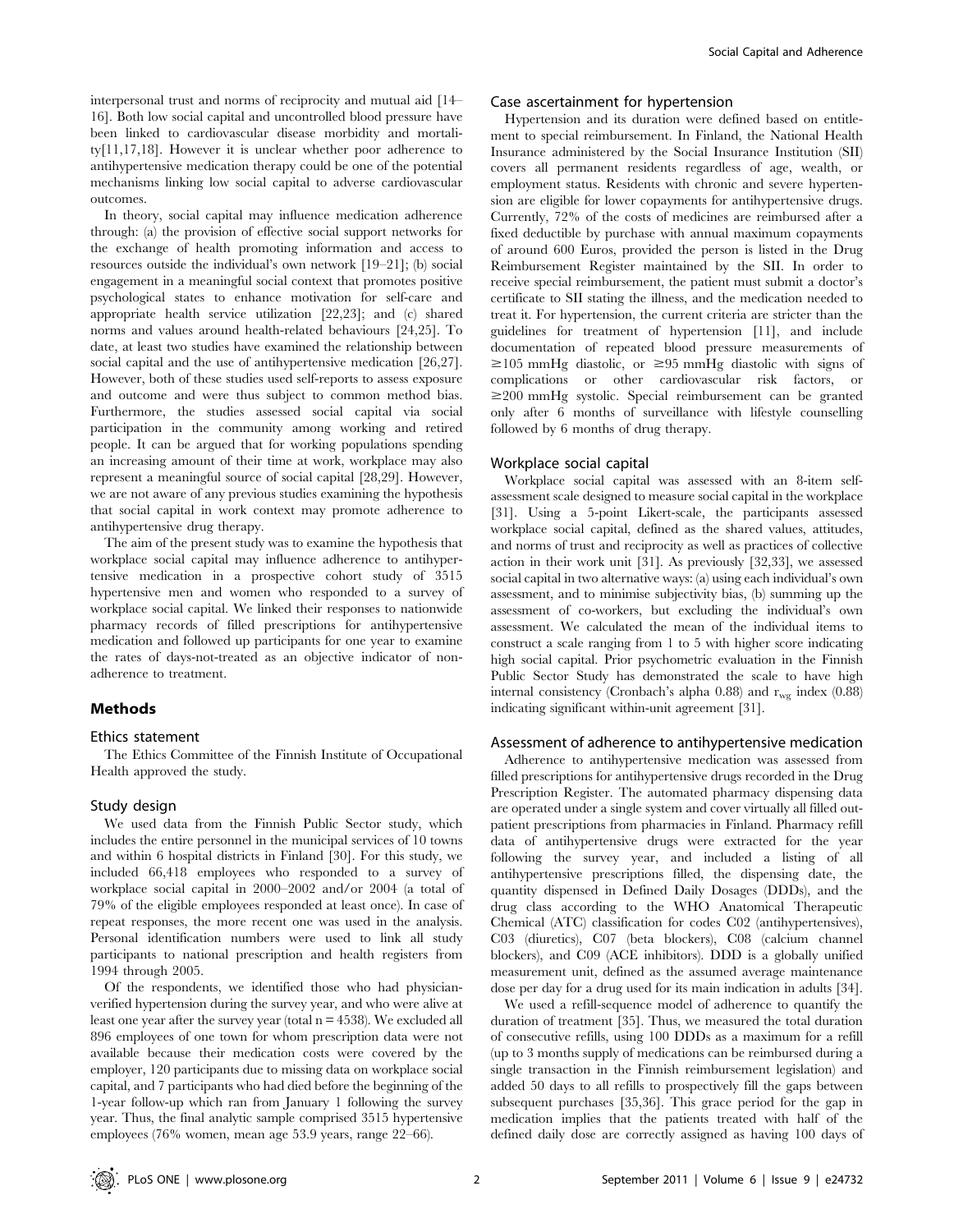interpersonal trust and norms of reciprocity and mutual aid [14–16]. Both low social capital and uncontrolled blood pressure have been linked to cardiovascular disease morbidity and mortality[11,17,18]. However it is unclear whether poor adherence to antihypertensive medication therapy could be one of the potential mechanisms linking low social capital to adverse cardiovascular outcomes.

In theory, social capital may influence medication adherence through: (a) the provision of effective social support networks for the exchange of health promoting information and access to resources outside the individual's own network [19–21]; (b) social engagement in a meaningful social context that promotes positive psychological states to enhance motivation for self-care and appropriate health service utilization [22,23]; and (c) shared norms and values around health-related behaviours [24,25]. To date, at least two studies have examined the relationship between social capital and the use of antihypertensive medication [26,27]. However, both of these studies used self-reports to assess exposure and outcome and were thus subject to common method bias. Furthermore, the studies assessed social capital via social participation in the community among working and retired people. It can be argued that for working populations spending an increasing amount of their time at work, workplace may also represent a meaningful source of social capital [28,29]. However, we are not aware of any previous studies examining the hypothesis that social capital in work context may promote adherence to antihypertensive drug therapy.

The aim of the present study was to examine the hypothesis that workplace social capital may influence adherence to antihypertensive medication in a prospective cohort study of 3515 hypertensive men and women who responded to a survey of workplace social capital. We linked their responses to nationwide pharmacy records of filled prescriptions for antihypertensive medication and followed up participants for one year to examine the rates of days-not-treated as an objective indicator of non-adherence to treatment.

## Methods

### Ethics statement

The Ethics Committee of the Finnish Institute of Occupational Health approved the study.

### Study design

We used data from the Finnish Public Sector study, which includes the entire personnel in the municipal services of 10 towns and within 6 hospital districts in Finland [30]. For this study, we included 66,418 employees who responded to a survey of workplace social capital in 2000–2002 and/or 2004 (a total of 79% of the eligible employees responded at least once). In case of repeat responses, the more recent one was used in the analysis. Personal identification numbers were used to link all study participants to national prescription and health registers from 1994 through 2005.

Of the respondents, we identified those who had physician-verified hypertension during the survey year, and who were alive at least one year after the survey year (total n = 4538). We excluded all 896 employees of one town for whom prescription data were not available because their medication costs were covered by the employer, 120 participants due to missing data on workplace social capital, and 7 participants who had died before the beginning of the 1-year follow-up which ran from January 1 following the survey year. Thus, the final analytic sample comprised 3515 hypertensive employees (76% women, mean age 53.9 years, range 22–66).

### Case ascertainment for hypertension

Hypertension and its duration were defined based on entitlement to special reimbursement. In Finland, the National Health Insurance administered by the Social Insurance Institution (SII) covers all permanent residents regardless of age, wealth, or employment status. Residents with chronic and severe hypertension are eligible for lower copayments for antihypertensive drugs. Currently, 72% of the costs of medicines are reimbursed after a fixed deductible by purchase with annual maximum copayments of around 600 Euros, provided the person is listed in the Drug Reimbursement Register maintained by the SII. In order to receive special reimbursement, the patient must submit a doctor's certificate to SII stating the illness, and the medication needed to treat it. For hypertension, the current criteria are stricter than the guidelines for treatment of hypertension [11], and include documentation of repeated blood pressure measurements of $\geq$105 mmHg diastolic, or $\geq$95 mmHg diastolic with signs of complications or other cardiovascular risk factors, or $\geq$200 mmHg systolic. Special reimbursement can be granted only after 6 months of surveillance with lifestyle counselling followed by 6 months of drug therapy.

### Workplace social capital

Workplace social capital was assessed with an 8-item self-assessment scale designed to measure social capital in the workplace [31]. Using a 5-point Likert-scale, the participants assessed workplace social capital, defined as the shared values, attitudes, and norms of trust and reciprocity as well as practices of collective action in their work unit [31]. As previously [32,33], we assessed social capital in two alternative ways: (a) using each individual's own assessment, and to minimise subjectivity bias, (b) summing up the assessment of co-workers, but excluding the individual's own assessment. We calculated the mean of the individual items to construct a scale ranging from 1 to 5 with higher score indicating high social capital. Prior psychometric evaluation in the Finnish Public Sector Study has demonstrated the scale to have high internal consistency (Cronbach's alpha 0.88) and $r_{wg}$ index (0.88) indicating significant within-unit agreement [31].

### Assessment of adherence to antihypertensive medication

Adherence to antihypertensive medication was assessed from filled prescriptions for antihypertensive drugs recorded in the Drug Prescription Register. The automated pharmacy dispensing data are operated under a single system and cover virtually all filled out-patient prescriptions from pharmacies in Finland. Pharmacy refill data of antihypertensive drugs were extracted for the year following the survey year, and included a listing of all antihypertensive prescriptions filled, the dispensing date, the quantity dispensed in Defined Daily Dosages (DDDs), and the drug class according to the WHO Anatomical Therapeutic Chemical (ATC) classification for codes C02 (antihypertensives), C03 (diuretics), C07 (beta blockers), C08 (calcium channel blockers), and C09 (ACE inhibitors). DDD is a globally unified measurement unit, defined as the assumed average maintenance dose per day for a drug used for its main indication in adults [34].

We used a refill-sequence model of adherence to quantify the duration of treatment [35]. Thus, we measured the total duration of consecutive refills, using 100 DDDs as a maximum for a refill (up to 3 months supply of medications can be reimbursed during a single transaction in the Finnish reimbursement legislation) and added 50 days to all refills to prospectively fill the gaps between subsequent purchases [35,36]. This grace period for the gap in medication implies that the patients treated with half of the defined daily dose are correctly assigned as having 100 days of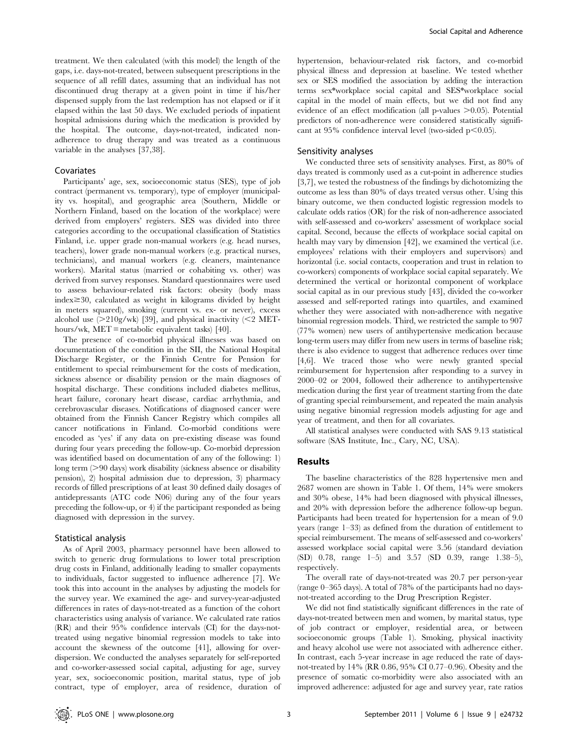treatment. We then calculated (with this model) the length of the gaps, i.e. days-not-treated, between subsequent prescriptions in the sequence of all refill dates, assuming that an individual has not discontinued drug therapy at a given point in time if his/her dispensed supply from the last redemption has not elapsed or if it elapsed within the last 50 days. We excluded periods of inpatient hospital admissions during which the medication is provided by the hospital. The outcome, days-not-treated, indicated non-adherence to drug therapy and was treated as a continuous variable in the analyses [37,38].

### Covariates

Participants' age, sex, socioeconomic status (SES), type of job contract (permanent vs. temporary), type of employer (municipality vs. hospital), and geographic area (Southern, Middle or Northern Finland, based on the location of the workplace) were derived from employers' registers. SES was divided into three categories according to the occupational classification of Statistics Finland, i.e. upper grade non-manual workers (e.g. head nurses, teachers), lower grade non-manual workers (e.g. practical nurses, technicians), and manual workers (e.g. cleaners, maintenance workers). Marital status (married or cohabiting vs. other) was derived from survey responses. Standard questionnaires were used to assess behaviour-related risk factors: obesity (body mass index≥30, calculated as weight in kilograms divided by height in meters squared), smoking (current vs. ex- or never), excess alcohol use (>210g/wk) [39], and physical inactivity (<2 MET-hours/wk, MET = metabolic equivalent tasks) [40].

The presence of co-morbid physical illnesses was based on documentation of the condition in the SII, the National Hospital Discharge Register, or the Finnish Centre for Pension for entitlement to special reimbursement for the costs of medication, sickness absence or disability pension or the main diagnoses of hospital discharge. These conditions included diabetes mellitus, heart failure, coronary heart disease, cardiac arrhythmia, and cerebrovascular diseases. Notifications of diagnosed cancer were obtained from the Finnish Cancer Registry which compiles all cancer notifications in Finland. Co-morbid conditions were encoded as 'yes' if any data on pre-existing disease was found during four years preceding the follow-up. Co-morbid depression was identified based on documentation of any of the following: 1) long term (>90 days) work disability (sickness absence or disability pension), 2) hospital admission due to depression, 3) pharmacy records of filled prescriptions of at least 30 defined daily dosages of antidepressants (ATC code N06) during any of the four years preceding the follow-up, or 4) if the participant responded as being diagnosed with depression in the survey.

### Statistical analysis

As of April 2003, pharmacy personnel have been allowed to switch to generic drug formulations to lower total prescription drug costs in Finland, additionally leading to smaller copayments to individuals, factor suggested to influence adherence [7]. We took this into account in the analyses by adjusting the models for the survey year. We examined the age- and survey-year-adjusted differences in rates of days-not-treated as a function of the cohort characteristics using analysis of variance. We calculated rate ratios (RR) and their 95% confidence intervals (CI) for the days-not-treated using negative binomial regression models to take into account the skewness of the outcome [41], allowing for over-dispersion. We conducted the analyses separately for self-reported and co-worker-assessed social capital, adjusting for age, survey year, sex, socioeconomic position, marital status, type of job contract, type of employer, area of residence, duration of hypertension, behaviour-related risk factors, and co-morbid physical illness and depression at baseline. We tested whether sex or SES modified the association by adding the interaction terms sex*workplace social capital and SES*workplace social capital in the model of main effects, but we did not find any evidence of an effect modification (all p-values >0.05). Potential predictors of non-adherence were considered statistically significant at 95% confidence interval level (two-sided $p<0.05$).

### Sensitivity analyses

We conducted three sets of sensitivity analyses. First, as 80% of days treated is commonly used as a cut-point in adherence studies [3,7], we tested the robustness of the findings by dichotomizing the outcome as less than 80% of days treated versus other. Using this binary outcome, we then conducted logistic regression models to calculate odds ratios (OR) for the risk of non-adherence associated with self-assessed and co-workers' assessment of workplace social capital. Second, because the effects of workplace social capital on health may vary by dimension [42], we examined the vertical (i.e. employees' relations with their employers and supervisors) and horizontal (i.e. social contacts, cooperation and trust in relation to co-workers) components of workplace social capital separately. We determined the vertical or horizontal component of workplace social capital as in our previous study [43], divided the co-worker assessed and self-reported ratings into quartiles, and examined whether they were associated with non-adherence with negative binomial regression models. Third, we restricted the sample to 907 (77% women) new users of antihypertensive medication because long-term users may differ from new users in terms of baseline risk; there is also evidence to suggest that adherence reduces over time [4,6]. We traced those who were newly granted special reimbursement for hypertension after responding to a survey in 2000–02 or 2004, followed their adherence to antihypertensive medication during the first year of treatment starting from the date of granting special reimbursement, and repeated the main analysis using negative binomial regression models adjusting for age and year of treatment, and then for all covariates.

All statistical analyses were conducted with SAS 9.13 statistical software (SAS Institute, Inc., Cary, NC, USA).

## Results

The baseline characteristics of the 828 hypertensive men and 2687 women are shown in Table 1. Of them, 14% were smokers and 30% obese, 14% had been diagnosed with physical illnesses, and 20% with depression before the adherence follow-up begun. Participants had been treated for hypertension for a mean of 9.0 years (range 1–33) as defined from the duration of entitlement to special reimbursement. The means of self-assessed and co-workers' assessed workplace social capital were 3.56 (standard deviation (SD) 0.78, range 1–5) and 3.57 (SD 0.39, range 1.38–5), respectively.

The overall rate of days-not-treated was 20.7 per person-year (range 0–365 days). A total of 78% of the participants had no days-not-treated according to the Drug Prescription Register.

We did not find statistically significant differences in the rate of days-not-treated between men and women, by marital status, type of job contract or employer, residential area, or between socioeconomic groups (Table 1). Smoking, physical inactivity and heavy alcohol use were not associated with adherence either. In contrast, each 5-year increase in age reduced the rate of days-not-treated by 14% (RR 0.86, 95% CI 0.77–0.96). Obesity and the presence of somatic co-morbidity were also associated with an improved adherence: adjusted for age and survey year, rate ratios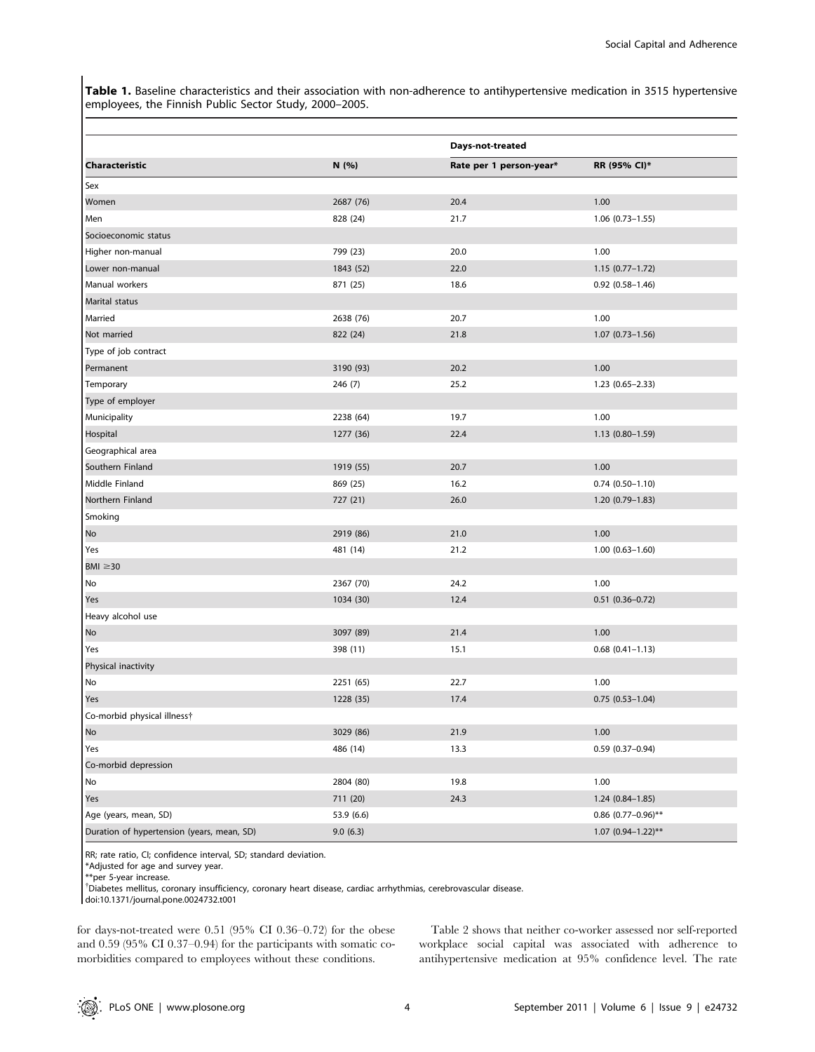**Table 1.** Baseline characteristics and their association with non-adherence to antihypertensive medication in 3515 hypertensive employees, the Finnish Public Sector Study, 2000–2005.

| | | Days-not-treated | |
|---|---|---|---|
| **Characteristic** | **N (%)** | **Rate per 1 person-year*** | **RR (95% CI)*** |
| Sex | | | |
| Women | 2687 (76) | 20.4 | 1.00 |
| Men | 828 (24) | 21.7 | 1.06 (0.73–1.55) |
| Socioeconomic status | | | |
| Higher non-manual | 799 (23) | 20.0 | 1.00 |
| Lower non-manual | 1843 (52) | 22.0 | 1.15 (0.77–1.72) |
| Manual workers | 871 (25) | 18.6 | 0.92 (0.58–1.46) |
| Marital status | | | |
| Married | 2638 (76) | 20.7 | 1.00 |
| Not married | 822 (24) | 21.8 | 1.07 (0.73–1.56) |
| Type of job contract | | | |
| Permanent | 3190 (93) | 20.2 | 1.00 |
| Temporary | 246 (7) | 25.2 | 1.23 (0.65–2.33) |
| Type of employer | | | |
| Municipality | 2238 (64) | 19.7 | 1.00 |
| Hospital | 1277 (36) | 22.4 | 1.13 (0.80–1.59) |
| Geographical area | | | |
| Southern Finland | 1919 (55) | 20.7 | 1.00 |
| Middle Finland | 869 (25) | 16.2 | 0.74 (0.50–1.10) |
| Northern Finland | 727 (21) | 26.0 | 1.20 (0.79–1.83) |
| Smoking | | | |
| No | 2919 (86) | 21.0 | 1.00 |
| Yes | 481 (14) | 21.2 | 1.00 (0.63–1.60) |
| BMI ≥30 | | | |
| No | 2367 (70) | 24.2 | 1.00 |
| Yes | 1034 (30) | 12.4 | 0.51 (0.36–0.72) |
| Heavy alcohol use | | | |
| No | 3097 (89) | 21.4 | 1.00 |
| Yes | 398 (11) | 15.1 | 0.68 (0.41–1.13) |
| Physical inactivity | | | |
| No | 2251 (65) | 22.7 | 1.00 |
| Yes | 1228 (35) | 17.4 | 0.75 (0.53–1.04) |
| Co-morbid physical illness† | | | |
| No | 3029 (86) | 21.9 | 1.00 |
| Yes | 486 (14) | 13.3 | 0.59 (0.37–0.94) |
| Co-morbid depression | | | |
| No | 2804 (80) | 19.8 | 1.00 |
| Yes | 711 (20) | 24.3 | 1.24 (0.84–1.85) |
| Age (years, mean, SD) | 53.9 (6.6) | | 0.86 (0.77–0.96)** |
| Duration of hypertension (years, mean, SD) | 9.0 (6.3) | | 1.07 (0.94–1.22)** |

RR; rate ratio, CI; confidence interval, SD; standard deviation.
*Adjusted for age and survey year.
**per 5-year increase.
†Diabetes mellitus, coronary insufficiency, coronary heart disease, cardiac arrhythmias, cerebrovascular disease.
doi:10.1371/journal.pone.0024732.t001

for days-not-treated were 0.51 (95% CI 0.36–0.72) for the obese and 0.59 (95% CI 0.37–0.94) for the participants with somatic co-morbidities compared to employees without these conditions.

Table 2 shows that neither co-worker assessed nor self-reported workplace social capital was associated with adherence to antihypertensive medication at 95% confidence level. The rate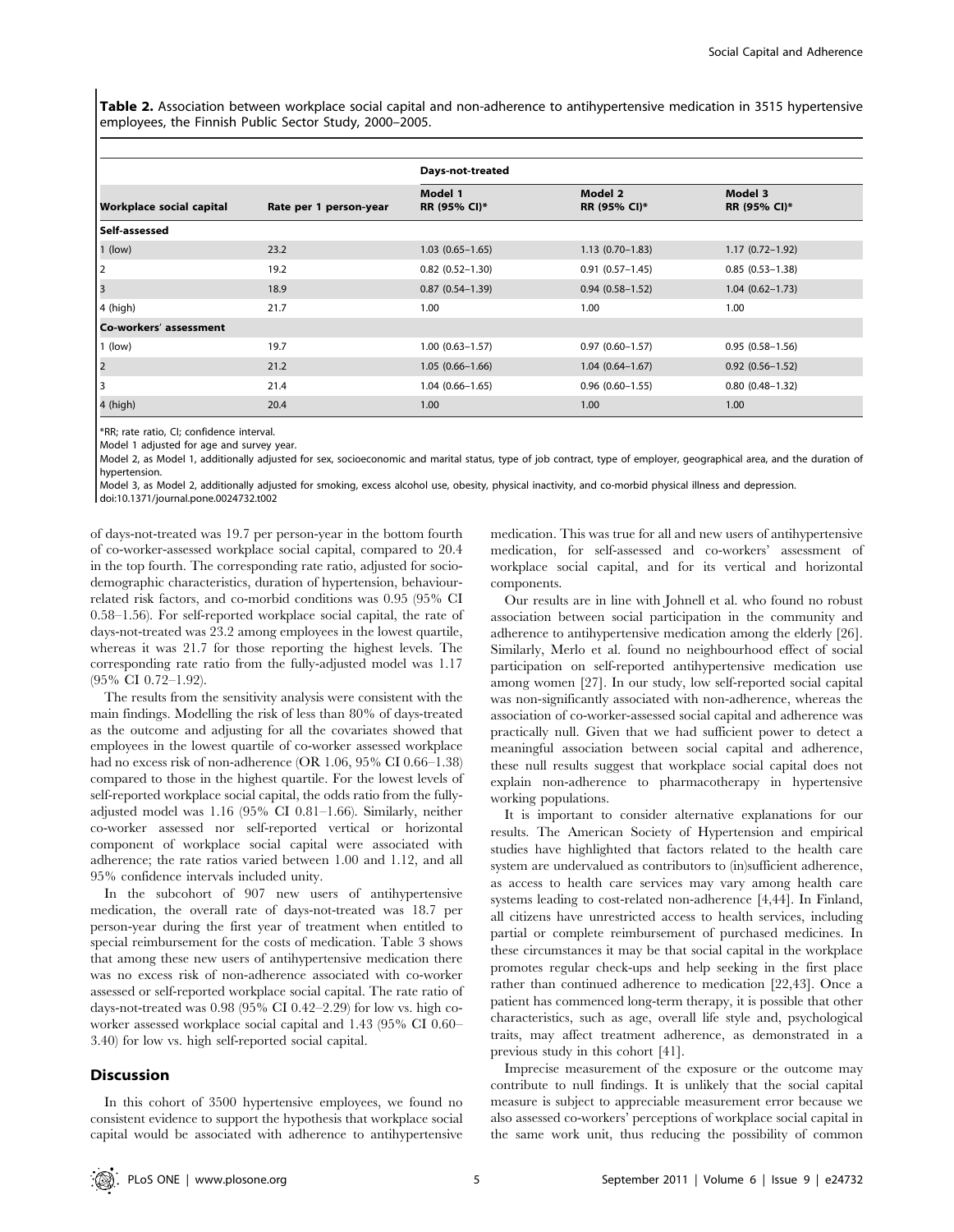**Table 2.** Association between workplace social capital and non-adherence to antihypertensive medication in 3515 hypertensive employees, the Finnish Public Sector Study, 2000–2005.

| | | Days-not-treated | | |
|---|---|---|---|---|
| **Workplace social capital** | **Rate per 1 person-year** | **Model 1 RR (95% CI)*** | **Model 2 RR (95% CI)*** | **Model 3 RR (95% CI)*** |
| **Self-assessed** | | | | |
| 1 (low) | 23.2 | 1.03 (0.65–1.65) | 1.13 (0.70–1.83) | 1.17 (0.72–1.92) |
| 2 | 19.2 | 0.82 (0.52–1.30) | 0.91 (0.57–1.45) | 0.85 (0.53–1.38) |
| 3 | 18.9 | 0.87 (0.54–1.39) | 0.94 (0.58–1.52) | 1.04 (0.62–1.73) |
| 4 (high) | 21.7 | 1.00 | 1.00 | 1.00 |
| **Co-workers' assessment** | | | | |
| 1 (low) | 19.7 | 1.00 (0.63–1.57) | 0.97 (0.60–1.57) | 0.95 (0.58–1.56) |
| 2 | 21.2 | 1.05 (0.66–1.66) | 1.04 (0.64–1.67) | 0.92 (0.56–1.52) |
| 3 | 21.4 | 1.04 (0.66–1.65) | 0.96 (0.60–1.55) | 0.80 (0.48–1.32) |
| 4 (high) | 20.4 | 1.00 | 1.00 | 1.00 |

*RR; rate ratio, CI; confidence interval.
Model 1 adjusted for age and survey year.
Model 2, as Model 1, additionally adjusted for sex, socioeconomic and marital status, type of job contract, type of employer, geographical area, and the duration of hypertension.
Model 3, as Model 2, additionally adjusted for smoking, excess alcohol use, obesity, physical inactivity, and co-morbid physical illness and depression.
doi:10.1371/journal.pone.0024732.t002

of days-not-treated was 19.7 per person-year in the bottom fourth of co-worker-assessed workplace social capital, compared to 20.4 in the top fourth. The corresponding rate ratio, adjusted for sociodemographic characteristics, duration of hypertension, behaviour-related risk factors, and co-morbid conditions was 0.95 (95% CI 0.58–1.56). For self-reported workplace social capital, the rate of days-not-treated was 23.2 among employees in the lowest quartile, whereas it was 21.7 for those reporting the highest levels. The corresponding rate ratio from the fully-adjusted model was 1.17 (95% CI 0.72–1.92).

The results from the sensitivity analysis were consistent with the main findings. Modelling the risk of less than 80% of days-treated as the outcome and adjusting for all the covariates showed that employees in the lowest quartile of co-worker assessed workplace had no excess risk of non-adherence (OR 1.06, 95% CI 0.66–1.38) compared to those in the highest quartile. For the lowest levels of self-reported workplace social capital, the odds ratio from the fully-adjusted model was 1.16 (95% CI 0.81–1.66). Similarly, neither co-worker assessed nor self-reported vertical or horizontal component of workplace social capital were associated with adherence; the rate ratios varied between 1.00 and 1.12, and all 95% confidence intervals included unity.

In the subcohort of 907 new users of antihypertensive medication, the overall rate of days-not-treated was 18.7 per person-year during the first year of treatment when entitled to special reimbursement for the costs of medication. Table 3 shows that among these new users of antihypertensive medication there was no excess risk of non-adherence associated with co-worker assessed or self-reported workplace social capital. The rate ratio of days-not-treated was 0.98 (95% CI 0.42–2.29) for low vs. high co-worker assessed workplace social capital and 1.43 (95% CI 0.60–3.40) for low vs. high self-reported social capital.

## Discussion

In this cohort of 3500 hypertensive employees, we found no consistent evidence to support the hypothesis that workplace social capital would be associated with adherence to antihypertensive medication. This was true for all and new users of antihypertensive medication, for self-assessed and co-workers' assessment of workplace social capital, and for its vertical and horizontal components.

Our results are in line with Johnell et al. who found no robust association between social participation in the community and adherence to antihypertensive medication among the elderly [26]. Similarly, Merlo et al. found no neighbourhood effect of social participation on self-reported antihypertensive medication use among women [27]. In our study, low self-reported social capital was non-significantly associated with non-adherence, whereas the association of co-worker-assessed social capital and adherence was practically null. Given that we had sufficient power to detect a meaningful association between social capital and adherence, these null results suggest that workplace social capital does not explain non-adherence to pharmacotherapy in hypertensive working populations.

It is important to consider alternative explanations for our results. The American Society of Hypertension and empirical studies have highlighted that factors related to the health care system are undervalued as contributors to (in)sufficient adherence, as access to health care services may vary among health care systems leading to cost-related non-adherence [4,44]. In Finland, all citizens have unrestricted access to health services, including partial or complete reimbursement of purchased medicines. In these circumstances it may be that social capital in the workplace promotes regular check-ups and help seeking in the first place rather than continued adherence to medication [22,43]. Once a patient has commenced long-term therapy, it is possible that other characteristics, such as age, overall life style and, psychological traits, may affect treatment adherence, as demonstrated in a previous study in this cohort [41].

Imprecise measurement of the exposure or the outcome may contribute to null findings. It is unlikely that the social capital measure is subject to appreciable measurement error because we also assessed co-workers' perceptions of workplace social capital in the same work unit, thus reducing the possibility of common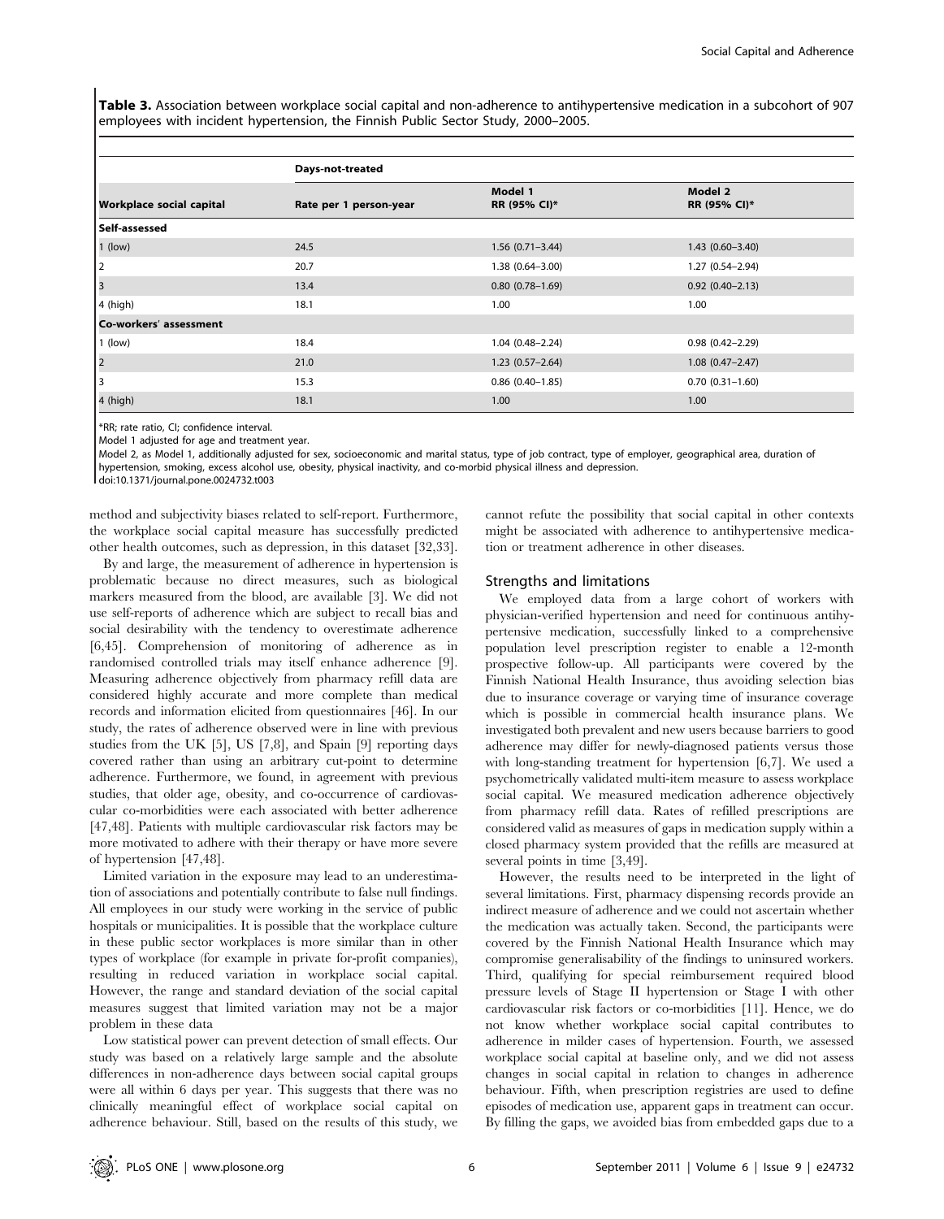**Table 3.** Association between workplace social capital and non-adherence to antihypertensive medication in a subcohort of 907 employees with incident hypertension, the Finnish Public Sector Study, 2000–2005.

| | Days-not-treated | | |
|---|---|---|---|
| **Workplace social capital** | **Rate per 1 person-year** | **Model 1 RR (95% CI)*** | **Model 2 RR (95% CI)*** |
| **Self-assessed** | | | |
| 1 (low) | 24.5 | 1.56 (0.71–3.44) | 1.43 (0.60–3.40) |
| 2 | 20.7 | 1.38 (0.64–3.00) | 1.27 (0.54–2.94) |
| 3 | 13.4 | 0.80 (0.78–1.69) | 0.92 (0.40–2.13) |
| 4 (high) | 18.1 | 1.00 | 1.00 |
| **Co-workers' assessment** | | | |
| 1 (low) | 18.4 | 1.04 (0.48–2.24) | 0.98 (0.42–2.29) |
| 2 | 21.0 | 1.23 (0.57–2.64) | 1.08 (0.47–2.47) |
| 3 | 15.3 | 0.86 (0.40–1.85) | 0.70 (0.31–1.60) |
| 4 (high) | 18.1 | 1.00 | 1.00 |

*RR; rate ratio, CI; confidence interval.
Model 1 adjusted for age and treatment year.
Model 2, as Model 1, additionally adjusted for sex, socioeconomic and marital status, type of job contract, type of employer, geographical area, duration of hypertension, smoking, excess alcohol use, obesity, physical inactivity, and co-morbid physical illness and depression.
doi:10.1371/journal.pone.0024732.t003

method and subjectivity biases related to self-report. Furthermore, the workplace social capital measure has successfully predicted other health outcomes, such as depression, in this dataset [32,33].

By and large, the measurement of adherence in hypertension is problematic because no direct measures, such as biological markers measured from the blood, are available [3]. We did not use self-reports of adherence which are subject to recall bias and social desirability with the tendency to overestimate adherence [6,45]. Comprehension of monitoring of adherence as in randomised controlled trials may itself enhance adherence [9]. Measuring adherence objectively from pharmacy refill data are considered highly accurate and more complete than medical records and information elicited from questionnaires [46]. In our study, the rates of adherence observed were in line with previous studies from the UK [5], US [7,8], and Spain [9] reporting days covered rather than using an arbitrary cut-point to determine adherence. Furthermore, we found, in agreement with previous studies, that older age, obesity, and co-occurrence of cardiovascular co-morbidities were each associated with better adherence [47,48]. Patients with multiple cardiovascular risk factors may be more motivated to adhere with their therapy or have more severe of hypertension [47,48].

Limited variation in the exposure may lead to an underestimation of associations and potentially contribute to false null findings. All employees in our study were working in the service of public hospitals or municipalities. It is possible that the workplace culture in these public sector workplaces is more similar than in other types of workplace (for example in private for-profit companies), resulting in reduced variation in workplace social capital. However, the range and standard deviation of the social capital measures suggest that limited variation may not be a major problem in these data

Low statistical power can prevent detection of small effects. Our study was based on a relatively large sample and the absolute differences in non-adherence days between social capital groups were all within 6 days per year. This suggests that there was no clinically meaningful effect of workplace social capital on adherence behaviour. Still, based on the results of this study, we cannot refute the possibility that social capital in other contexts might be associated with adherence to antihypertensive medication or treatment adherence in other diseases.

## Strengths and limitations

We employed data from a large cohort of workers with physician-verified hypertension and need for continuous antihypertensive medication, successfully linked to a comprehensive population level prescription register to enable a 12-month prospective follow-up. All participants were covered by the Finnish National Health Insurance, thus avoiding selection bias due to insurance coverage or varying time of insurance coverage which is possible in commercial health insurance plans. We investigated both prevalent and new users because barriers to good adherence may differ for newly-diagnosed patients versus those with long-standing treatment for hypertension [6,7]. We used a psychometrically validated multi-item measure to assess workplace social capital. We measured medication adherence objectively from pharmacy refill data. Rates of refilled prescriptions are considered valid as measures of gaps in medication supply within a closed pharmacy system provided that the refills are measured at several points in time [3,49].

However, the results need to be interpreted in the light of several limitations. First, pharmacy dispensing records provide an indirect measure of adherence and we could not ascertain whether the medication was actually taken. Second, the participants were covered by the Finnish National Health Insurance which may compromise generalisability of the findings to uninsured workers. Third, qualifying for special reimbursement required blood pressure levels of Stage II hypertension or Stage I with other cardiovascular risk factors or co-morbidities [11]. Hence, we do not know whether workplace social capital contributes to adherence in milder cases of hypertension. Fourth, we assessed workplace social capital at baseline only, and we did not assess changes in social capital in relation to changes in adherence behaviour. Fifth, when prescription registries are used to define episodes of medication use, apparent gaps in treatment can occur. By filling the gaps, we avoided bias from embedded gaps due to a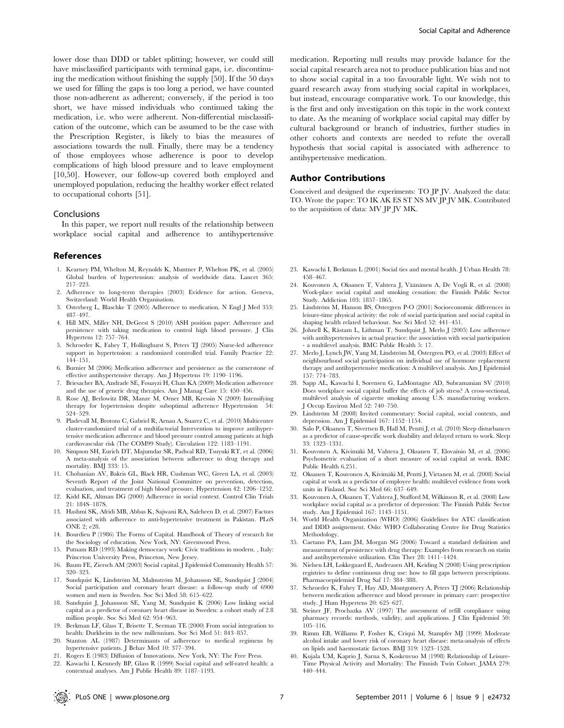lower dose than DDD or tablet splitting; however, we could still have misclassified participants with terminal gaps, i.e. discontinuing the medication without finishing the supply [50]. If the 50 days we used for filling the gaps is too long a period, we have counted those non-adherent as adherent; conversely, if the period is too short, we have missed individuals who continued taking the medication, i.e. who were adherent. Non-differential misclassification of the outcome, which can be assumed to be the case with the Prescription Register, is likely to bias the measures of associations towards the null. Finally, there may be a tendency of those employees whose adherence is poor to develop complications of high blood pressure and to leave employment [10,50]. However, our follow-up covered both employed and unemployed population, reducing the healthy worker effect related to occupational cohorts [51].

### Conclusions

In this paper, we report null results of the relationship between workplace social capital and adherence to antihypertensive medication. Reporting null results may provide balance for the social capital research area not to produce publication bias and not to show social capital in a too favourable light. We wish not to guard research away from studying social capital in workplaces, but instead, encourage comparative work. To our knowledge, this is the first and only investigation on this topic in the work context to date. As the meaning of workplace social capital may differ by cultural background or branch of industries, further studies in other cohorts and contexts are needed to refute the overall hypothesis that social capital is associated with adherence to antihypertensive medication.

## Author Contributions

Conceived and designed the experiments: TO JP JV. Analyzed the data: TO. Wrote the paper: TO IK AK ES ST NS MV JP JV MK. Contributed to the acquisition of data: MV JP JV MK.

## References

1. Kearney PM, Whelton M, Reynolds K, Muntner P, Whelton PK, et al. (2005) Global burden of hypertension: analysis of worldwide data. Lancet 365: 217–223.
2. Adherence to long-term therapies (2003) Evidence for action. Geneva, Switzerland: World Health Organisation.
3. Osterberg L, Blaschke T (2005) Adherence to medication. N Engl J Med 353: 487–497.
4. Hill MN, Miller NH, DeGeest S (2010) ASH position paper: Adherence and persistence with taking medication to control high blood pressure. J Clin Hypertens 12: 757–764.
5. Schroeder K, Fahey T, Hollinghurst S, Peters TJ (2005) Nurse-led adherence support in hypertension: a randomized controlled trial. Family Practice 22: 144–151.
6. Burnier M (2006) Medication adherence and persistence as the cornerstone of effective antihypertensive therapy. Am J Hypertens 19: 1190–1196.
7. Briesacher BA, Andrade SE, Fouayzi H, Chan KA (2009) Medication adherence and the use of generic drug therapies. Am J Manag Care 15: 450–456.
8. Rose AJ, Berlowitz DR, Manze M, Orner MB, Kressin N (2009) Intensifying therapy for hypertension despite suboptimal adherence Hypertension 54: 524–529.
9. Pladevall M, Brotons C, Gabriel R, Arnau A, Suarez C, et al. (2010) Multicenter cluster-randomized trial of a multifactorial Intervention to improve antihypertensive medication adherence and blood pressure control among patients at high cardiovascular risk (The COM99 Study). Circulation 122: 1183–1191.
10. Simpson SH, Eurich DT, Majumdar SR, Padwal RD, Tsuyuki RT, et al. (2006) A meta-analysis of the association between adherence to drug therapy and mortality. BMJ 333: 15.
11. Chobanian AV, Bakris GL, Black HR, Cushman WC, Green LA, et al. (2003) Seventh Report of the Joint National Committee on prevention, detection, evaluation, and treatment of high blood pressure. Hypertension 42: 1206–1252.
12. Kidd KE, Altman DG (2000) Adherence in social context. Control Clin Trials 21: 184S–187S.
13. Hashmi SK, Afridi MB, Abbas K, Sajwani RA, Saleheen D, et al. (2007) Factors associated with adherence to anti-hypertensive treatment in Pakistan. PLoS ONE 2; e28.
14. Bourdieu P (1986) The Forms of Capital. Handbook of Theory of research for the Sociology of education. New York, NY: Greenwood Press.
15. Putnam RD (1993) Making democracy work: Civic traditions in modern. , Italy: Princeton University Press, Princeton, New Jersey.
16. Baum FE, Ziersch AM (2003) Social capital. J Epidemiol Community Health 57: 320–323.
17. Sundquist K, Lindström M, Malmström M, Johansson SE, Sundquist J (2004) Social participation and coronary heart disease: a follow-up study of 6900 women and men in Sweden. Soc Sci Med 58: 615–622.
18. Sundquist J, Johansson SE, Yang M, Sundquist K (2006) Low linking social capital as a predictor of coronary heart disease in Sweden: a cohort study of 2.8 million people. Soc Sci Med 62: 954–963.
19. Berkman LF, Glass T, Brisette T, Seeman TE (2000) From social integration to health: Durkheim in the new millennium. Soc Sci Med 51: 843–857.
20. Stanton AL (1987) Determinants of adherence to medical regimens by hypertensive patients. J Behav Med 10: 377–394.
21. Rogers E (1983) Diffusion of Innovations. New York, NY: The Free Press.
22. Kawachi I, Kennedy BP, Glass R (1999) Social capital and self-rated health: a contextual analyses. Am J Public Health 89: 1187–1193.
23. Kawachi I, Berkman L (2001) Social ties and mental health. J Urban Health 78: 458–467.
24. Kouvonen A, Oksanen T, Vahtera J, Väänänen A, De Vogli R, et al. (2008) Work-place social capital and smoking cessation: the Finnish Public Sector Study. Addiction 103: 1857–1865.
25. Lindström M, Hanson BS, Östergren P-O (2001) Socioeconomic differences in leisure-time physical activity: the role of social participation and social capital in shaping health related behaviour. Soc Sci Med 52: 441–451.
26. Johnell K, Råstam L, Lithman T, Sundquist J, Merlo J (2005) Low adherence with antihypertensives in actual practice: the association with social participation - a multilevel analysis. BMC Public Health 5: 17.
27. Merlo J, Lynch JW, Yang M, Lindström M, Östergren PO, et al. (2003) Effect of neighbourhood social participation on individual use of hormone replacement therapy and antihypertensive medication: A multilevel analysis. Am J Epidemiol 157: 774–783.
28. Sapp AL, Kawachi I, Sorensen G, LaMontagne AD, Subramanian SV (2010) Does workplace social capital buffer the effects of job stress? A cross-sectional, multilevel analysis of cigarette smoking among U.S. manufacturing workers. J Occup Environ Med 52: 740–750.
29. Lindström M (2008) Invited commentary: Social capital, social contexts, and depression. Am J Epidemiol 167: 1152–1154.
30. Salo P, Oksanen T, Sivertsen B, Hall M, Pentti J, et al. (2010) Sleep disturbances as a predictor of cause-specific work disability and delayed return to work. Sleep 33: 1323–1331.
31. Kouvonen A, Kivimäki M, Vahtera J, Oksanen T, Elovainio M, et al. (2006) Psychometric evaluation of a short measure of social capital at work. BMC Public Health 6.251.
32. Oksanen T, Kouvonen A, Kivimäki M, Pentti J, Virtanen M, et al. (2008) Social capital at work as a predictor of employee health: multilevel evidence from work units in Finland. Soc Sci Med 66: 637–649.
33. Kouvonen A, Oksanen T, Vahtera J, Stafford M, Wilkinson R, et al. (2008) Low workplace social capital as a predictor of depression: The Finnish Public Sector study. Am J Epidemiol 167: 1143–1151.
34. World Health Organization (WHO) (2006) Guidelines for ATC classification and DDD assignement. Oslo: WHO Collaborating Centre for Drug Statistics Methodology.
35. Caetano PA, Lam JM, Morgan SG (2006) Toward a standard definition and measurement of persistence with drug therapy: Examples from research on statin and antihypertensive utilization. Clin Ther 28: 1411–1424.
36. Nielsen LH, Lokkegaard E, Andreasen AH, Keiding N (2008) Using prescription registries to define continuous drug use: how to fill gaps between prescriptions. Pharmacoepidemiol Drug Saf 17: 384–388.
37. Schroeder K, Fahey T, Hay AD, Montgomery A, Peters TJ (2006) Relationship between medication adherence and blood pressure in primary care: prospective study. J Hum Hypertens 20: 625–627.
38. Steiner JF, Prochazka AV (1997) The assessment of refill compliance using pharmacy records: methods, validity, and applications. J Clin Epidemiol 50: 105–116.
39. Rimm EB, Williams P, Fosher K, Criqui M, Stampfer MJ (1999) Moderate alcohol intake and lower risk of coronary heart disease: meta-analysis of effects on lipids and haemostatic factors. BMJ 319: 1523–1528.
40. Kujala UM, Kaprio J, Sarna S, Koskenvuo M (1998) Relationship of Leisure-Time Physical Activity and Mortality: The Finnish Twin Cohort. JAMA 279: 440–444.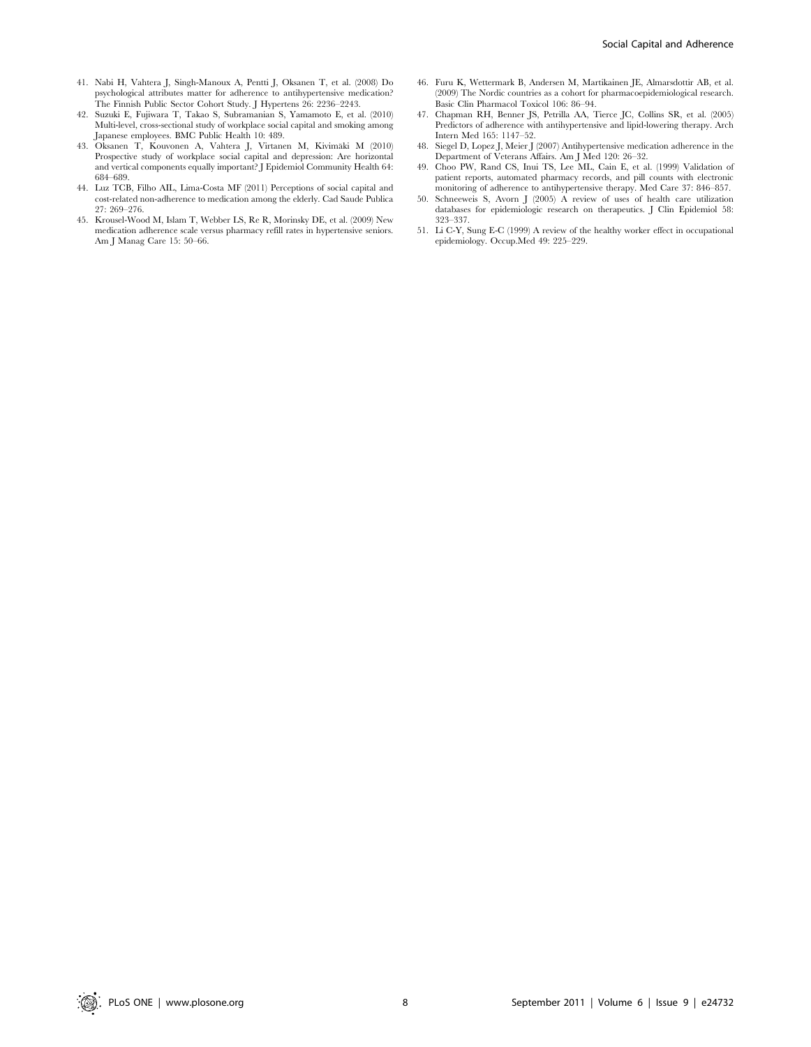41. Nabi H, Vahtera J, Singh-Manoux A, Pentti J, Oksanen T, et al. (2008) Do psychological attributes matter for adherence to antihypertensive medication? The Finnish Public Sector Cohort Study. J Hypertens 26: 2236–2243.
42. Suzuki E, Fujiwara T, Takao S, Subramanian S, Yamamoto E, et al. (2010) Multi-level, cross-sectional study of workplace social capital and smoking among Japanese employees. BMC Public Health 10: 489.
43. Oksanen T, Kouvonen A, Vahtera J, Virtanen M, Kivimäki M (2010) Prospective study of workplace social capital and depression: Are horizontal and vertical components equally important? J Epidemiol Community Health 64: 684–689.
44. Luz TCB, Filho AIL, Lima-Costa MF (2011) Perceptions of social capital and cost-related non-adherence to medication among the elderly. Cad Saude Publica 27: 269–276.
45. Krousel-Wood M, Islam T, Webber LS, Re R, Morinsky DE, et al. (2009) New medication adherence scale versus pharmacy refill rates in hypertensive seniors. Am J Manag Care 15: 50–66.
46. Furu K, Wettermark B, Andersen M, Martikainen JE, Almarsdottir AB, et al. (2009) The Nordic countries as a cohort for pharmacoepidemiological research. Basic Clin Pharmacol Toxicol 106: 86–94.
47. Chapman RH, Benner JS, Petrilla AA, Tierce JC, Collins SR, et al. (2005) Predictors of adherence with antihypertensive and lipid-lowering therapy. Arch Intern Med 165: 1147–52.
48. Siegel D, Lopez J, Meier J (2007) Antihypertensive medication adherence in the Department of Veterans Affairs. Am J Med 120: 26–32.
49. Choo PW, Rand CS, Inui TS, Lee ML, Cain E, et al. (1999) Validation of patient reports, automated pharmacy records, and pill counts with electronic monitoring of adherence to antihypertensive therapy. Med Care 37: 846–857.
50. Schneeweis S, Avorn J (2005) A review of uses of health care utilization databases for epidemiologic research on therapeutics. J Clin Epidemiol 58: 323–337.
51. Li C-Y, Sung E-C (1999) A review of the healthy worker effect in occupational epidemiology. Occup.Med 49: 225–229.